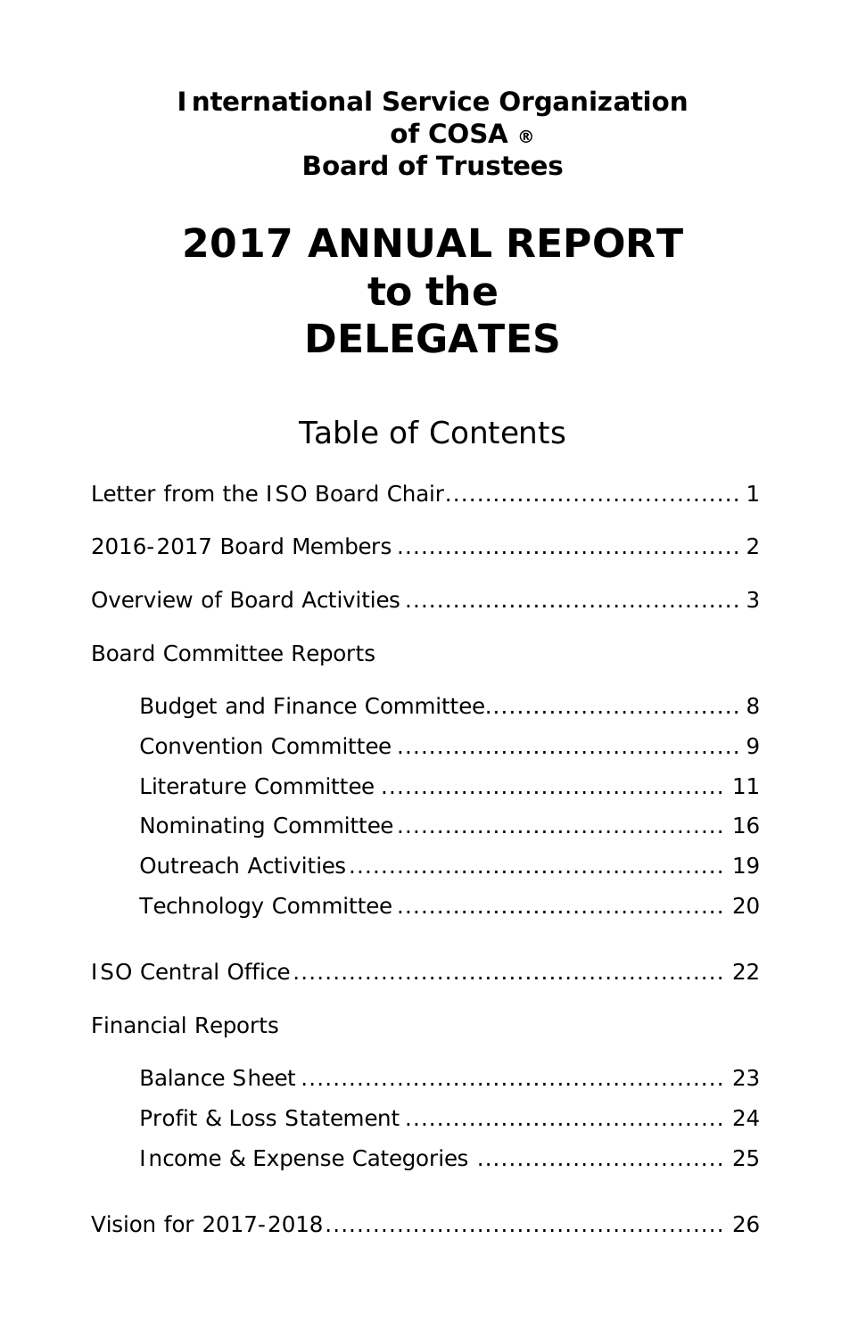**International Service Organization of COSA ® Board of Trustees**

# 2017 ANNUAL REPORT to the DELEGATES

## Table of Contents

Letter from the ISO Board Chair.................................... 1

2016-2017 Board Members ........................................... 2

Overview of Board Activities .......................................... 3

Board Committee Reports

- Budget and Finance Committee................................ 8
- Convention Committee ........................................... 9
- Literature Committee ........................................... 11
- Nominating Committee ......................................... 16
- Outreach Activities............................................... 19
- Technology Committee ......................................... 20

ISO Central Office...................................................... 22

Financial Reports

- Balance Sheet ..................................................... 23
- Profit & Loss Statement ........................................ 24
- Income & Expense Categories ............................... 25

Vision for 2017-2018.................................................. 26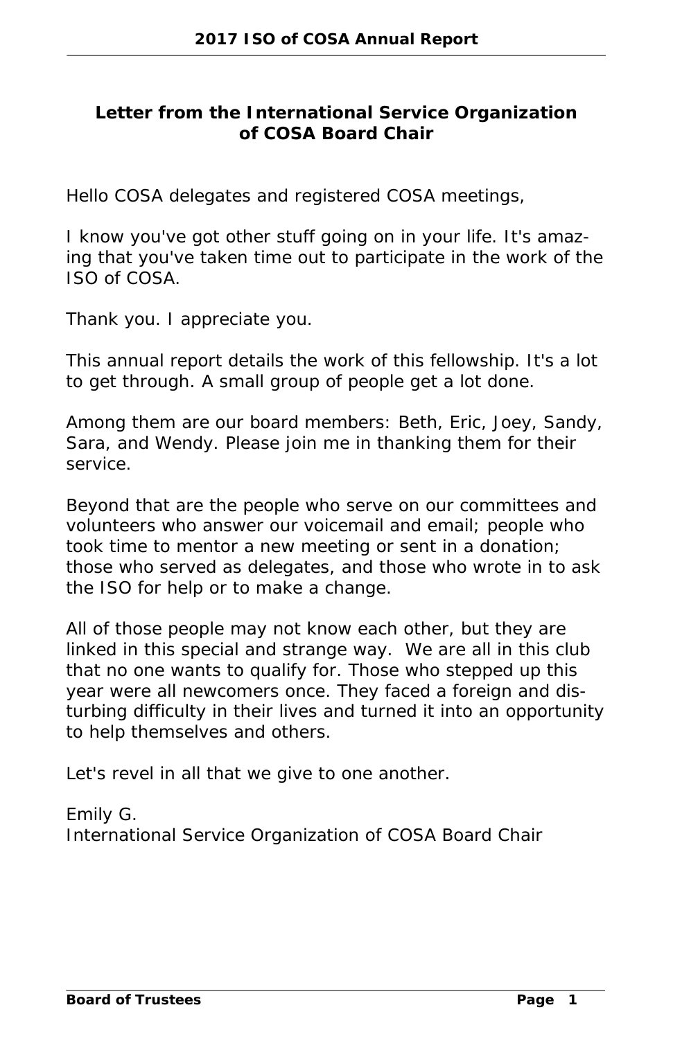## Letter from the International Service Organization of COSA Board Chair

Hello COSA delegates and registered COSA meetings,

I know you've got other stuff going on in your life. It's amazing that you've taken time out to participate in the work of the ISO of COSA.

Thank you. I appreciate you.

This annual report details the work of this fellowship. It's a lot to get through. A small group of people get a lot done.

Among them are our board members: Beth, Eric, Joey, Sandy, Sara, and Wendy. Please join me in thanking them for their service.

Beyond that are the people who serve on our committees and volunteers who answer our voicemail and email; people who took time to mentor a new meeting or sent in a donation; those who served as delegates, and those who wrote in to ask the ISO for help or to make a change.

All of those people may not know each other, but they are linked in this special and strange way. We are all in this club that no one wants to qualify for. Those who stepped up this year were all newcomers once. They faced a foreign and disturbing difficulty in their lives and turned it into an opportunity to help themselves and others.

Let's revel in all that we give to one another.

Emily G.
International Service Organization of COSA Board Chair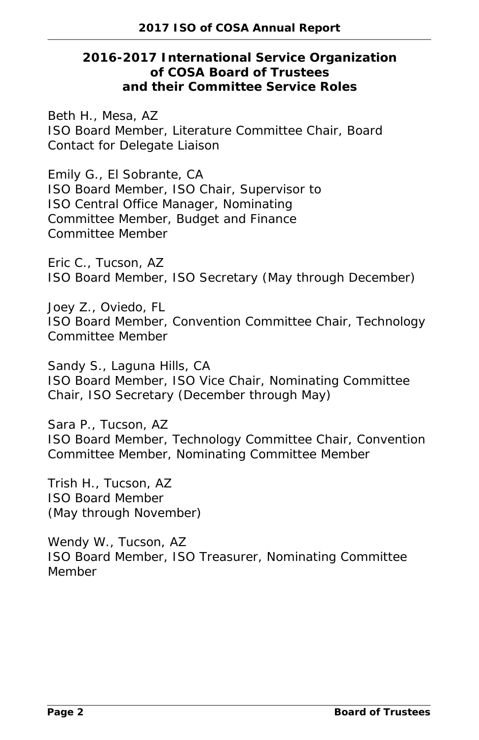## 2016-2017 International Service Organization of COSA Board of Trustees and their Committee Service Roles

Beth H., Mesa, AZ
ISO Board Member, Literature Committee Chair, Board Contact for Delegate Liaison

Emily G., El Sobrante, CA
ISO Board Member, ISO Chair, Supervisor to ISO Central Office Manager, Nominating Committee Member, Budget and Finance Committee Member

Eric C., Tucson, AZ
ISO Board Member, ISO Secretary (May through December)

Joey Z., Oviedo, FL
ISO Board Member, Convention Committee Chair, Technology Committee Member

Sandy S., Laguna Hills, CA
ISO Board Member, ISO Vice Chair, Nominating Committee Chair, ISO Secretary (December through May)

Sara P., Tucson, AZ
ISO Board Member, Technology Committee Chair, Convention Committee Member, Nominating Committee Member

Trish H., Tucson, AZ
ISO Board Member
(May through November)

Wendy W., Tucson, AZ
ISO Board Member, ISO Treasurer, Nominating Committee Member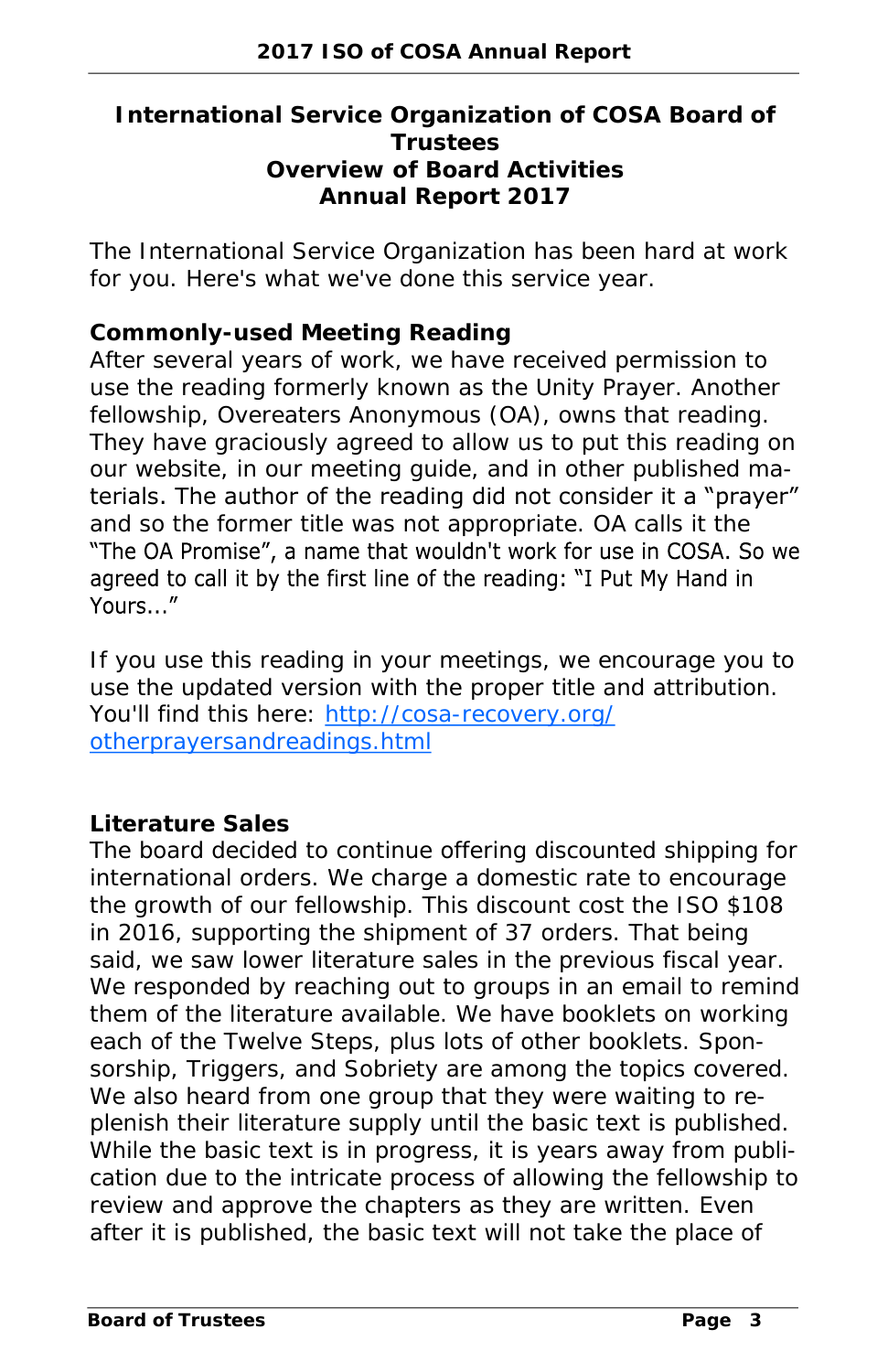## International Service Organization of COSA Board of Trustees
## Overview of Board Activities
## Annual Report 2017

The International Service Organization has been hard at work for you. Here's what we've done this service year.

**Commonly-used Meeting Reading**

After several years of work, we have received permission to use the reading formerly known as the Unity Prayer. Another fellowship, Overeaters Anonymous (OA), owns that reading. They have graciously agreed to allow us to put this reading on our website, in our meeting guide, and in other published materials. The author of the reading did not consider it a "prayer" and so the former title was not appropriate. OA calls it the "The OA Promise", a name that wouldn't work for use in COSA. So we agreed to call it by the first line of the reading: "I Put My Hand in Yours…"

If you use this reading in your meetings, we encourage you to use the updated version with the proper title and attribution. You'll find this here: [http://cosa-recovery.org/otherprayersandreadings.html](http://cosa-recovery.org/otherprayersandreadings.html)

**Literature Sales**

The board decided to continue offering discounted shipping for international orders. We charge a domestic rate to encourage the growth of our fellowship. This discount cost the ISO $108 in 2016, supporting the shipment of 37 orders. That being said, we saw lower literature sales in the previous fiscal year. We responded by reaching out to groups in an email to remind them of the literature available. We have booklets on working each of the Twelve Steps, plus lots of other booklets. Sponsorship, Triggers, and Sobriety are among the topics covered. We also heard from one group that they were waiting to replenish their literature supply until the basic text is published. While the basic text is in progress, it is years away from publication due to the intricate process of allowing the fellowship to review and approve the chapters as they are written. Even after it is published, the basic text will not take the place of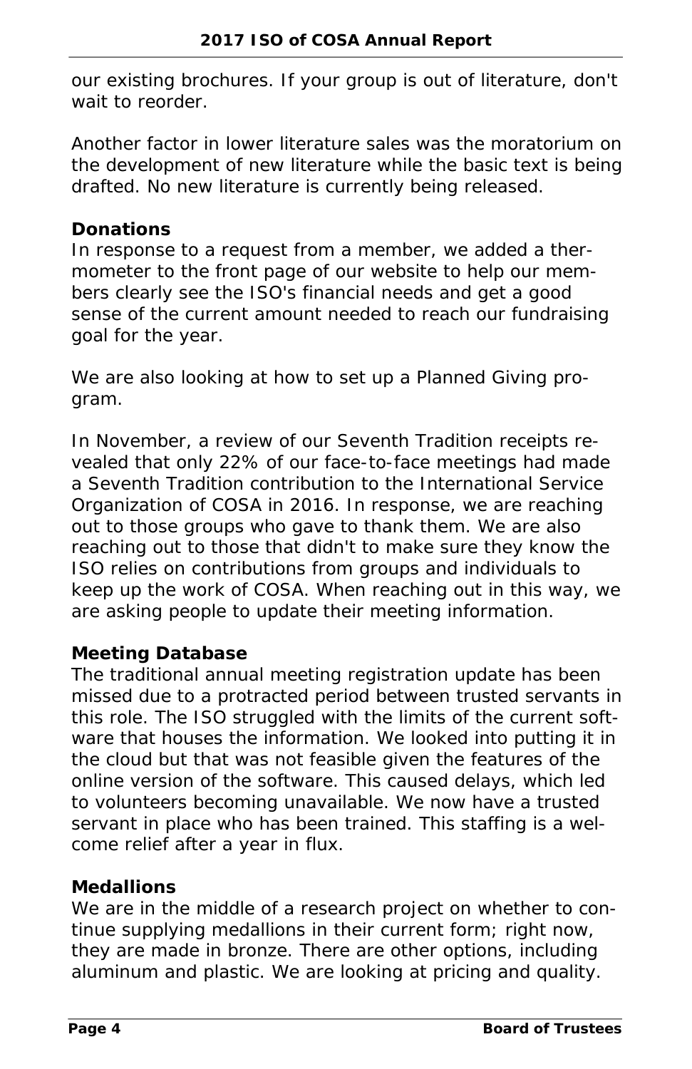our existing brochures. If your group is out of literature, don't wait to reorder.

Another factor in lower literature sales was the moratorium on the development of new literature while the basic text is being drafted. No new literature is currently being released.

**Donations**

In response to a request from a member, we added a thermometer to the front page of our website to help our members clearly see the ISO's financial needs and get a good sense of the current amount needed to reach our fundraising goal for the year.

We are also looking at how to set up a Planned Giving program.

In November, a review of our Seventh Tradition receipts revealed that only 22% of our face-to-face meetings had made a Seventh Tradition contribution to the International Service Organization of COSA in 2016. In response, we are reaching out to those groups who gave to thank them. We are also reaching out to those that didn't to make sure they know the ISO relies on contributions from groups and individuals to keep up the work of COSA. When reaching out in this way, we are asking people to update their meeting information.

**Meeting Database**

The traditional annual meeting registration update has been missed due to a protracted period between trusted servants in this role. The ISO struggled with the limits of the current software that houses the information. We looked into putting it in the cloud but that was not feasible given the features of the online version of the software. This caused delays, which led to volunteers becoming unavailable. We now have a trusted servant in place who has been trained. This staffing is a welcome relief after a year in flux.

**Medallions**

We are in the middle of a research project on whether to continue supplying medallions in their current form; right now, they are made in bronze. There are other options, including aluminum and plastic. We are looking at pricing and quality.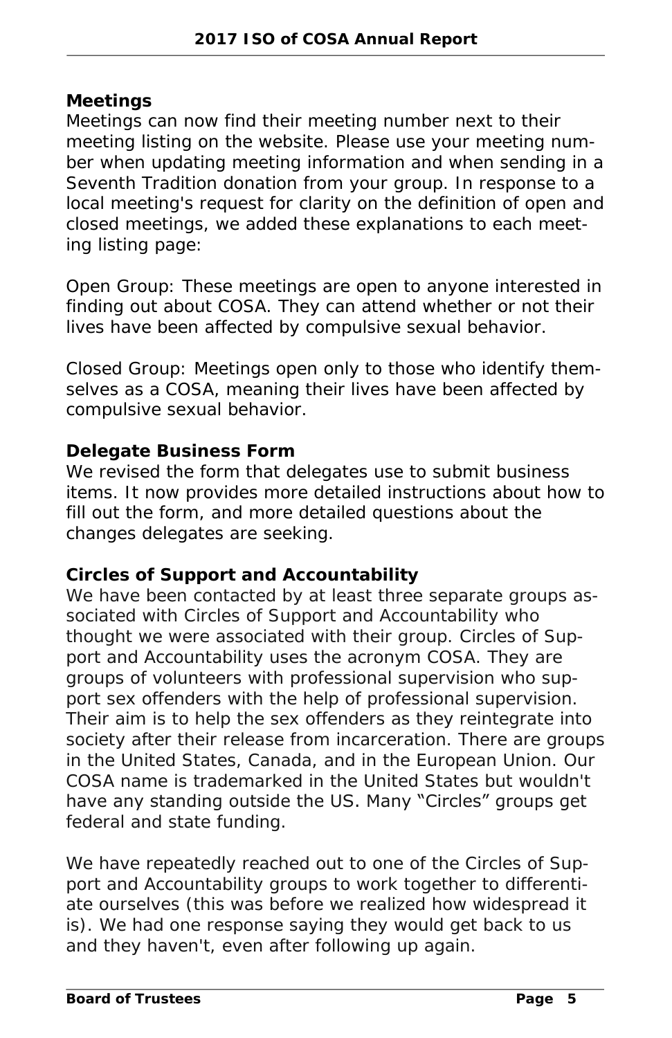### Meetings

Meetings can now find their meeting number next to their meeting listing on the website. Please use your meeting number when updating meeting information and when sending in a Seventh Tradition donation from your group. In response to a local meeting's request for clarity on the definition of open and closed meetings, we added these explanations to each meeting listing page:

Open Group: These meetings are open to anyone interested in finding out about COSA. They can attend whether or not their lives have been affected by compulsive sexual behavior.

Closed Group: Meetings open only to those who identify themselves as a COSA, meaning their lives have been affected by compulsive sexual behavior.

### Delegate Business Form

We revised the form that delegates use to submit business items. It now provides more detailed instructions about how to fill out the form, and more detailed questions about the changes delegates are seeking.

### Circles of Support and Accountability

We have been contacted by at least three separate groups associated with Circles of Support and Accountability who thought we were associated with their group. Circles of Support and Accountability uses the acronym COSA. They are groups of volunteers with professional supervision who support sex offenders with the help of professional supervision. Their aim is to help the sex offenders as they reintegrate into society after their release from incarceration. There are groups in the United States, Canada, and in the European Union. Our COSA name is trademarked in the United States but wouldn't have any standing outside the US. Many "Circles" groups get federal and state funding.

We have repeatedly reached out to one of the Circles of Support and Accountability groups to work together to differentiate ourselves (this was before we realized how widespread it is). We had one response saying they would get back to us and they haven't, even after following up again.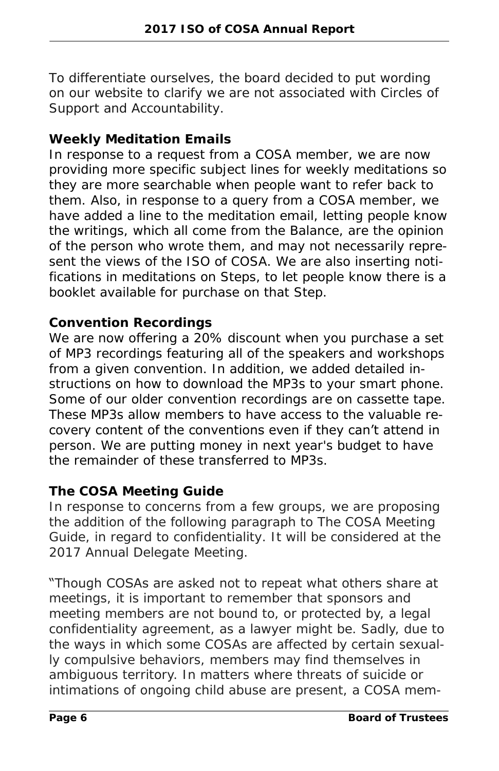To differentiate ourselves, the board decided to put wording on our website to clarify we are not associated with Circles of Support and Accountability.

**Weekly Meditation Emails**

In response to a request from a COSA member, we are now providing more specific subject lines for weekly meditations so they are more searchable when people want to refer back to them. Also, in response to a query from a COSA member, we have added a line to the meditation email, letting people know the writings, which all come from the Balance, are the opinion of the person who wrote them, and may not necessarily represent the views of the ISO of COSA. We are also inserting notifications in meditations on Steps, to let people know there is a booklet available for purchase on that Step.

**Convention Recordings**

We are now offering a 20% discount when you purchase a set of MP3 recordings featuring all of the speakers and workshops from a given convention. In addition, we added detailed instructions on how to download the MP3s to your smart phone. Some of our older convention recordings are on cassette tape. These MP3s allow members to have access to the valuable recovery content of the conventions even if they can't attend in person. We are putting money in next year's budget to have the remainder of these transferred to MP3s.

**The COSA Meeting Guide**

In response to concerns from a few groups, we are proposing the addition of the following paragraph to The COSA Meeting Guide, in regard to confidentiality. It will be considered at the 2017 Annual Delegate Meeting.

"Though COSAs are asked not to repeat what others share at meetings, it is important to remember that sponsors and meeting members are not bound to, or protected by, a legal confidentiality agreement, as a lawyer might be. Sadly, due to the ways in which some COSAs are affected by certain sexually compulsive behaviors, members may find themselves in ambiguous territory. In matters where threats of suicide or intimations of ongoing child abuse are present, a COSA mem-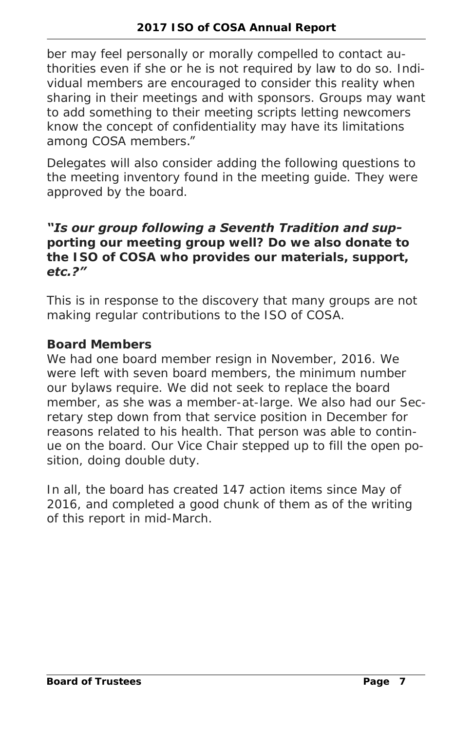ber may feel personally or morally compelled to contact authorities even if she or he is not required by law to do so. Individual members are encouraged to consider this reality when sharing in their meetings and with sponsors. Groups may want to add something to their meeting scripts letting newcomers know the concept of confidentiality may have its limitations among COSA members."

Delegates will also consider adding the following questions to the meeting inventory found in the meeting guide. They were approved by the board.

***"Is our group following a Seventh Tradition and supporting our meeting group well? Do we also donate to the ISO of COSA who provides our materials, support, etc.?"***

This is in response to the discovery that many groups are not making regular contributions to the ISO of COSA.

**Board Members**

We had one board member resign in November, 2016. We were left with seven board members, the minimum number our bylaws require. We did not seek to replace the board member, as she was a member-at-large. We also had our Secretary step down from that service position in December for reasons related to his health. That person was able to continue on the board. Our Vice Chair stepped up to fill the open position, doing double duty.

In all, the board has created 147 action items since May of 2016, and completed a good chunk of them as of the writing of this report in mid-March.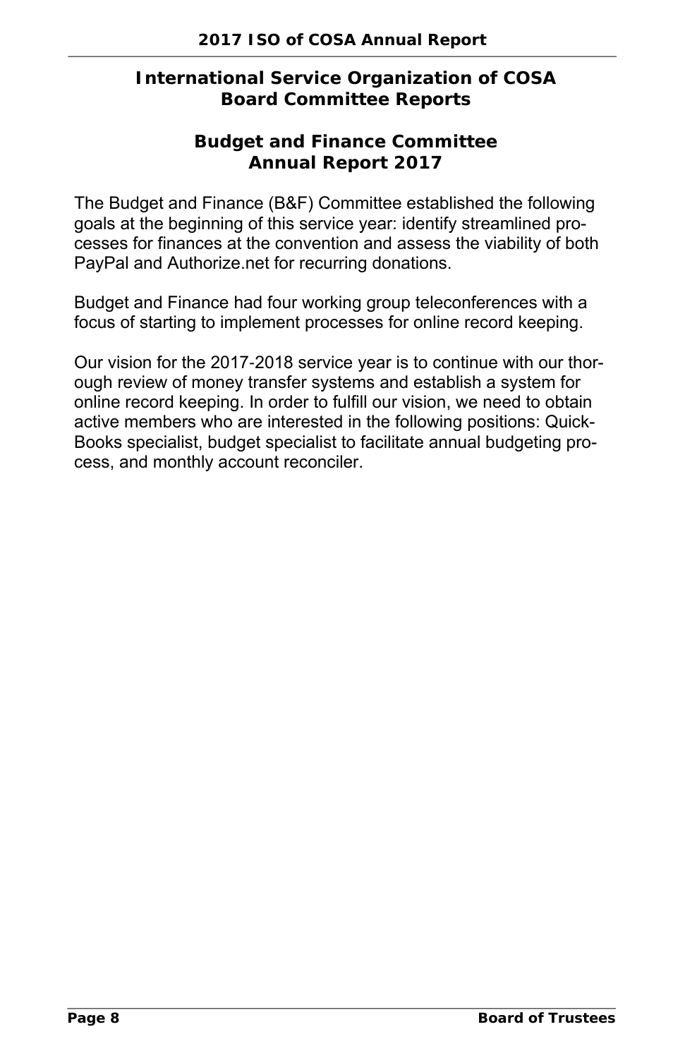## International Service Organization of COSA Board Committee Reports

### Budget and Finance Committee Annual Report 2017

The Budget and Finance (B&F) Committee established the following goals at the beginning of this service year: identify streamlined processes for finances at the convention and assess the viability of both PayPal and Authorize.net for recurring donations.

Budget and Finance had four working group teleconferences with a focus of starting to implement processes for online record keeping.

Our vision for the 2017-2018 service year is to continue with our thorough review of money transfer systems and establish a system for online record keeping. In order to fulfill our vision, we need to obtain active members who are interested in the following positions: QuickBooks specialist, budget specialist to facilitate annual budgeting process, and monthly account reconciler.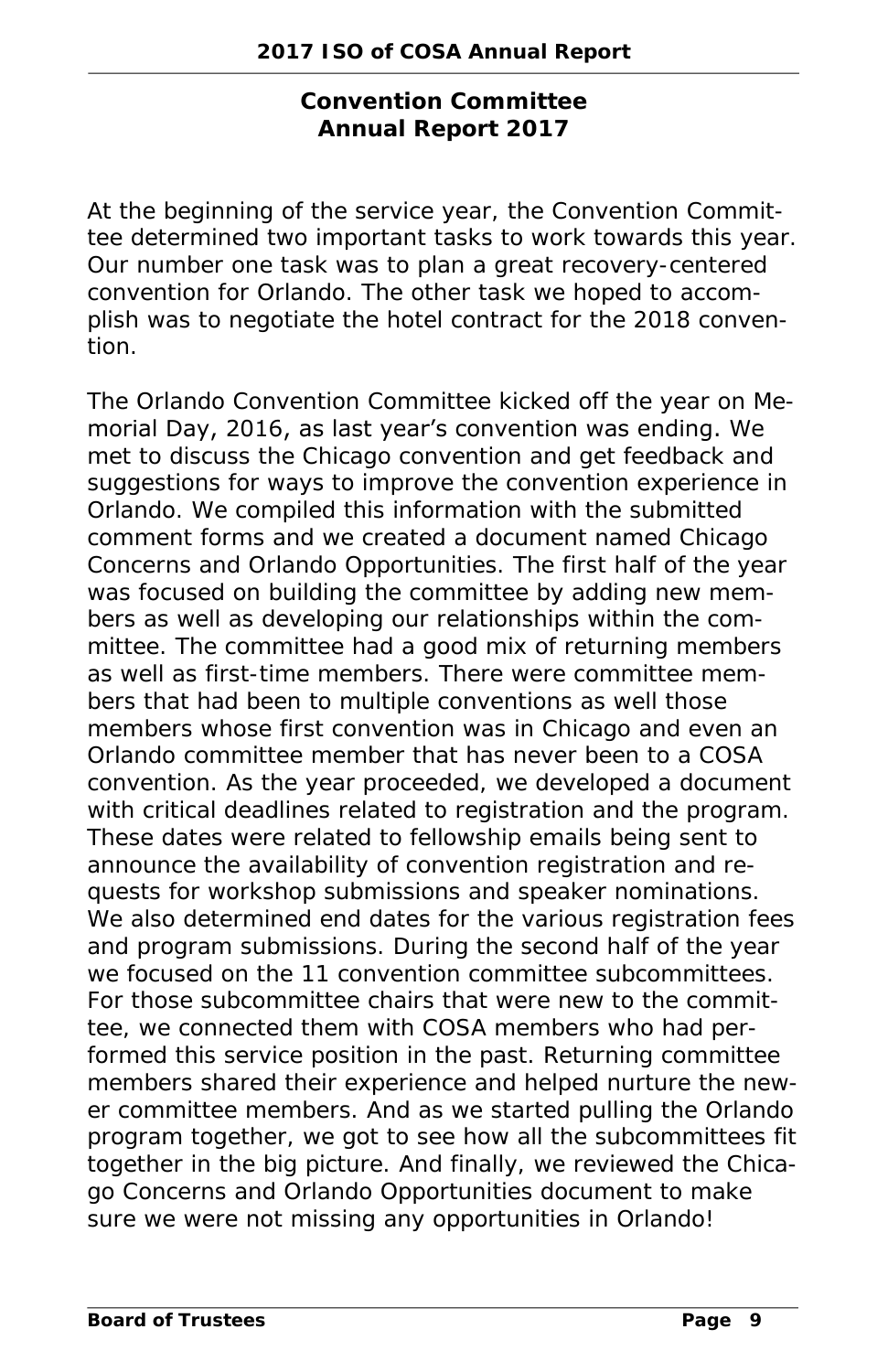## Convention Committee
## Annual Report 2017

At the beginning of the service year, the Convention Committee determined two important tasks to work towards this year. Our number one task was to plan a great recovery-centered convention for Orlando. The other task we hoped to accomplish was to negotiate the hotel contract for the 2018 convention.

The Orlando Convention Committee kicked off the year on Memorial Day, 2016, as last year's convention was ending. We met to discuss the Chicago convention and get feedback and suggestions for ways to improve the convention experience in Orlando. We compiled this information with the submitted comment forms and we created a document named Chicago Concerns and Orlando Opportunities. The first half of the year was focused on building the committee by adding new members as well as developing our relationships within the committee. The committee had a good mix of returning members as well as first-time members. There were committee members that had been to multiple conventions as well those members whose first convention was in Chicago and even an Orlando committee member that has never been to a COSA convention. As the year proceeded, we developed a document with critical deadlines related to registration and the program. These dates were related to fellowship emails being sent to announce the availability of convention registration and requests for workshop submissions and speaker nominations. We also determined end dates for the various registration fees and program submissions. During the second half of the year we focused on the 11 convention committee subcommittees. For those subcommittee chairs that were new to the committee, we connected them with COSA members who had performed this service position in the past. Returning committee members shared their experience and helped nurture the newer committee members. And as we started pulling the Orlando program together, we got to see how all the subcommittees fit together in the big picture. And finally, we reviewed the Chicago Concerns and Orlando Opportunities document to make sure we were not missing any opportunities in Orlando!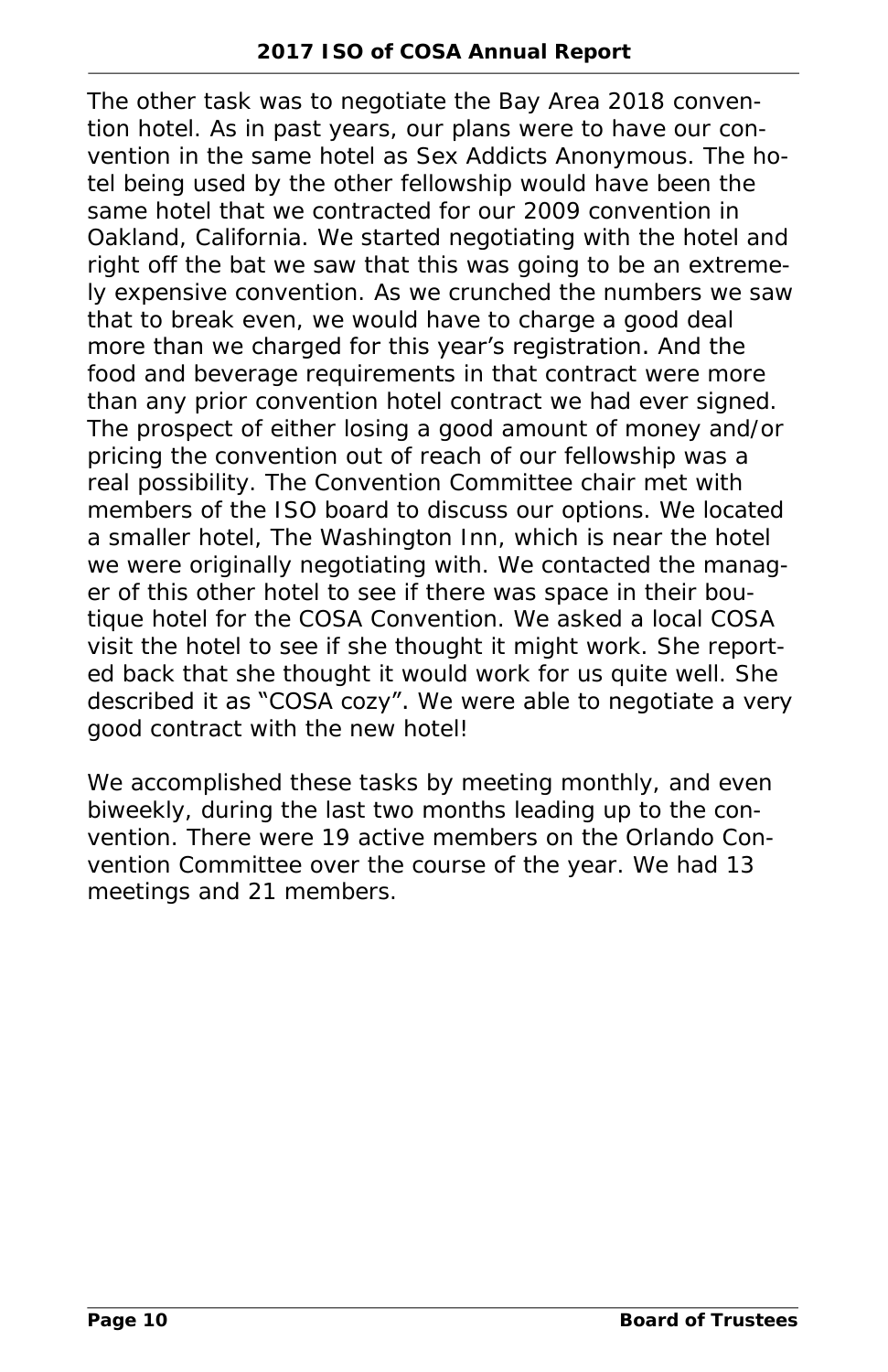The other task was to negotiate the Bay Area 2018 convention hotel. As in past years, our plans were to have our convention in the same hotel as Sex Addicts Anonymous. The hotel being used by the other fellowship would have been the same hotel that we contracted for our 2009 convention in Oakland, California. We started negotiating with the hotel and right off the bat we saw that this was going to be an extremely expensive convention. As we crunched the numbers we saw that to break even, we would have to charge a good deal more than we charged for this year's registration. And the food and beverage requirements in that contract were more than any prior convention hotel contract we had ever signed. The prospect of either losing a good amount of money and/or pricing the convention out of reach of our fellowship was a real possibility. The Convention Committee chair met with members of the ISO board to discuss our options. We located a smaller hotel, The Washington Inn, which is near the hotel we were originally negotiating with. We contacted the manager of this other hotel to see if there was space in their boutique hotel for the COSA Convention. We asked a local COSA visit the hotel to see if she thought it might work. She reported back that she thought it would work for us quite well. She described it as "COSA cozy". We were able to negotiate a very good contract with the new hotel!

We accomplished these tasks by meeting monthly, and even biweekly, during the last two months leading up to the convention. There were 19 active members on the Orlando Convention Committee over the course of the year. We had 13 meetings and 21 members.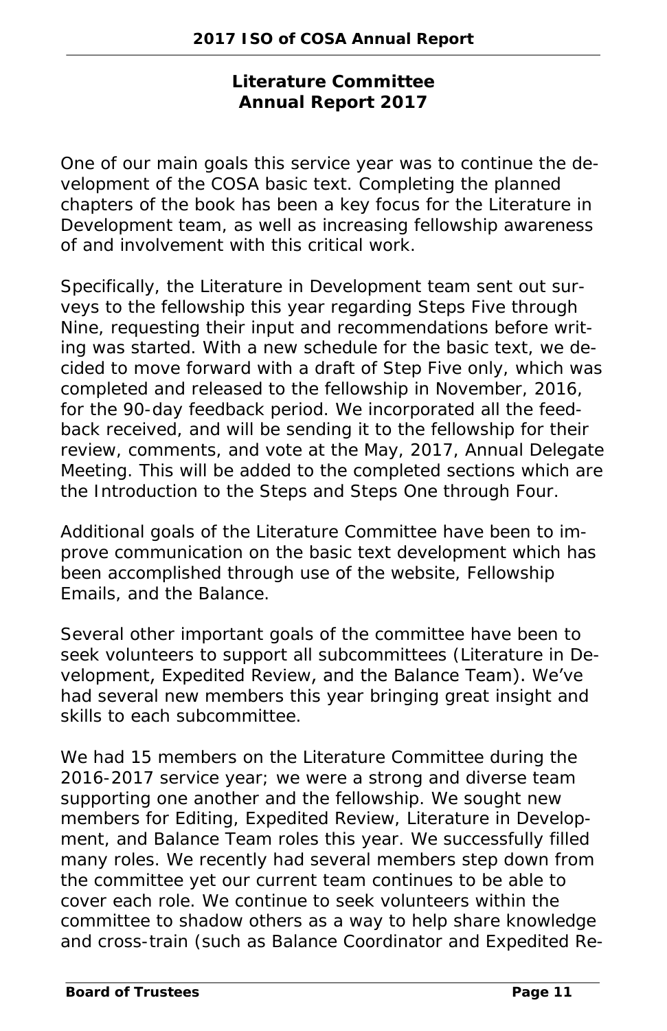## Literature Committee
## Annual Report 2017

One of our main goals this service year was to continue the development of the COSA basic text. Completing the planned chapters of the book has been a key focus for the Literature in Development team, as well as increasing fellowship awareness of and involvement with this critical work.

Specifically, the Literature in Development team sent out surveys to the fellowship this year regarding Steps Five through Nine, requesting their input and recommendations before writing was started. With a new schedule for the basic text, we decided to move forward with a draft of Step Five only, which was completed and released to the fellowship in November, 2016, for the 90-day feedback period. We incorporated all the feedback received, and will be sending it to the fellowship for their review, comments, and vote at the May, 2017, Annual Delegate Meeting. This will be added to the completed sections which are the Introduction to the Steps and Steps One through Four.

Additional goals of the Literature Committee have been to improve communication on the basic text development which has been accomplished through use of the website, Fellowship Emails, and the Balance.

Several other important goals of the committee have been to seek volunteers to support all subcommittees (Literature in Development, Expedited Review, and the Balance Team). We've had several new members this year bringing great insight and skills to each subcommittee.

We had 15 members on the Literature Committee during the 2016-2017 service year; we were a strong and diverse team supporting one another and the fellowship. We sought new members for Editing, Expedited Review, Literature in Development, and Balance Team roles this year. We successfully filled many roles. We recently had several members step down from the committee yet our current team continues to be able to cover each role. We continue to seek volunteers within the committee to shadow others as a way to help share knowledge and cross-train (such as Balance Coordinator and Expedited Re-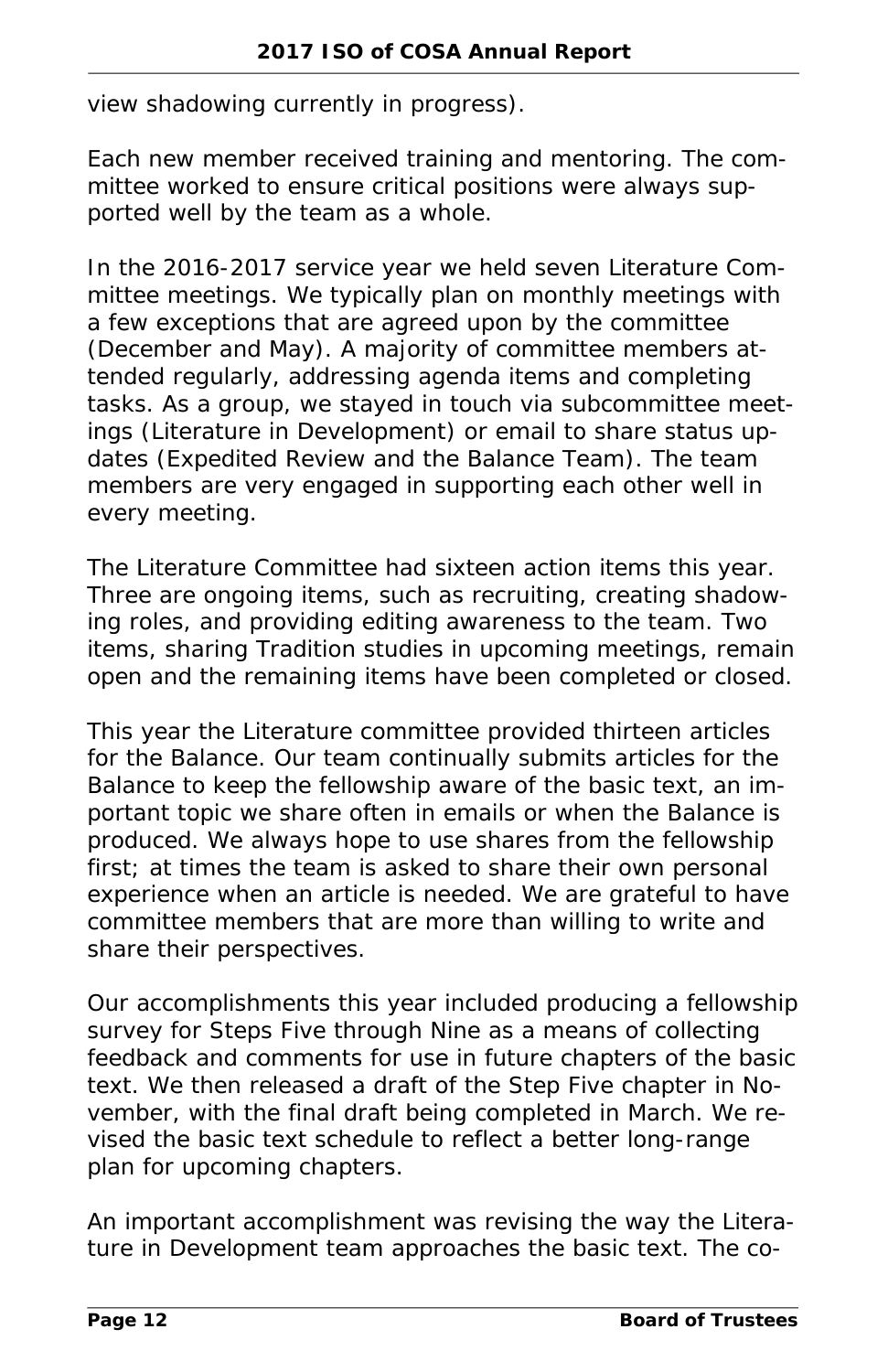view shadowing currently in progress).

Each new member received training and mentoring. The committee worked to ensure critical positions were always supported well by the team as a whole.

In the 2016-2017 service year we held seven Literature Committee meetings. We typically plan on monthly meetings with a few exceptions that are agreed upon by the committee (December and May). A majority of committee members attended regularly, addressing agenda items and completing tasks. As a group, we stayed in touch via subcommittee meetings (Literature in Development) or email to share status updates (Expedited Review and the Balance Team). The team members are very engaged in supporting each other well in every meeting.

The Literature Committee had sixteen action items this year. Three are ongoing items, such as recruiting, creating shadowing roles, and providing editing awareness to the team. Two items, sharing Tradition studies in upcoming meetings, remain open and the remaining items have been completed or closed.

This year the Literature committee provided thirteen articles for the Balance. Our team continually submits articles for the Balance to keep the fellowship aware of the basic text, an important topic we share often in emails or when the Balance is produced. We always hope to use shares from the fellowship first; at times the team is asked to share their own personal experience when an article is needed. We are grateful to have committee members that are more than willing to write and share their perspectives.

Our accomplishments this year included producing a fellowship survey for Steps Five through Nine as a means of collecting feedback and comments for use in future chapters of the basic text. We then released a draft of the Step Five chapter in November, with the final draft being completed in March. We revised the basic text schedule to reflect a better long-range plan for upcoming chapters.

An important accomplishment was revising the way the Literature in Development team approaches the basic text. The co-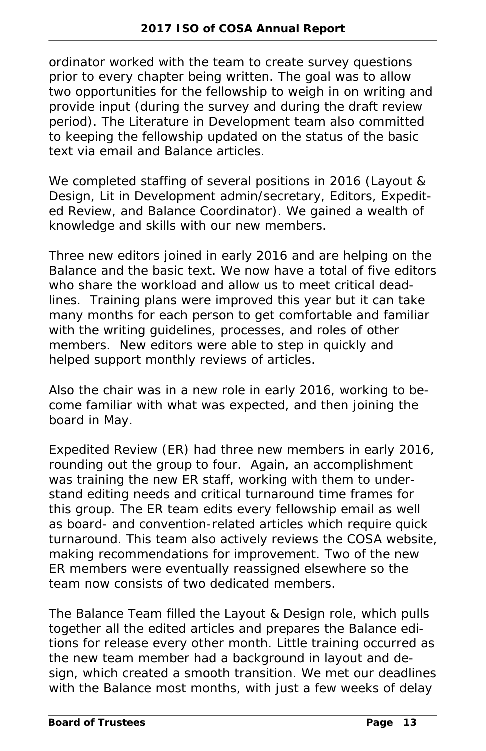ordinator worked with the team to create survey questions prior to every chapter being written. The goal was to allow two opportunities for the fellowship to weigh in on writing and provide input (during the survey and during the draft review period). The Literature in Development team also committed to keeping the fellowship updated on the status of the basic text via email and Balance articles.

We completed staffing of several positions in 2016 (Layout & Design, Lit in Development admin/secretary, Editors, Expedited Review, and Balance Coordinator). We gained a wealth of knowledge and skills with our new members.

Three new editors joined in early 2016 and are helping on the Balance and the basic text. We now have a total of five editors who share the workload and allow us to meet critical deadlines. Training plans were improved this year but it can take many months for each person to get comfortable and familiar with the writing guidelines, processes, and roles of other members. New editors were able to step in quickly and helped support monthly reviews of articles.

Also the chair was in a new role in early 2016, working to become familiar with what was expected, and then joining the board in May.

Expedited Review (ER) had three new members in early 2016, rounding out the group to four. Again, an accomplishment was training the new ER staff, working with them to understand editing needs and critical turnaround time frames for this group. The ER team edits every fellowship email as well as board- and convention-related articles which require quick turnaround. This team also actively reviews the COSA website, making recommendations for improvement. Two of the new ER members were eventually reassigned elsewhere so the team now consists of two dedicated members.

The Balance Team filled the Layout & Design role, which pulls together all the edited articles and prepares the Balance editions for release every other month. Little training occurred as the new team member had a background in layout and design, which created a smooth transition. We met our deadlines with the Balance most months, with just a few weeks of delay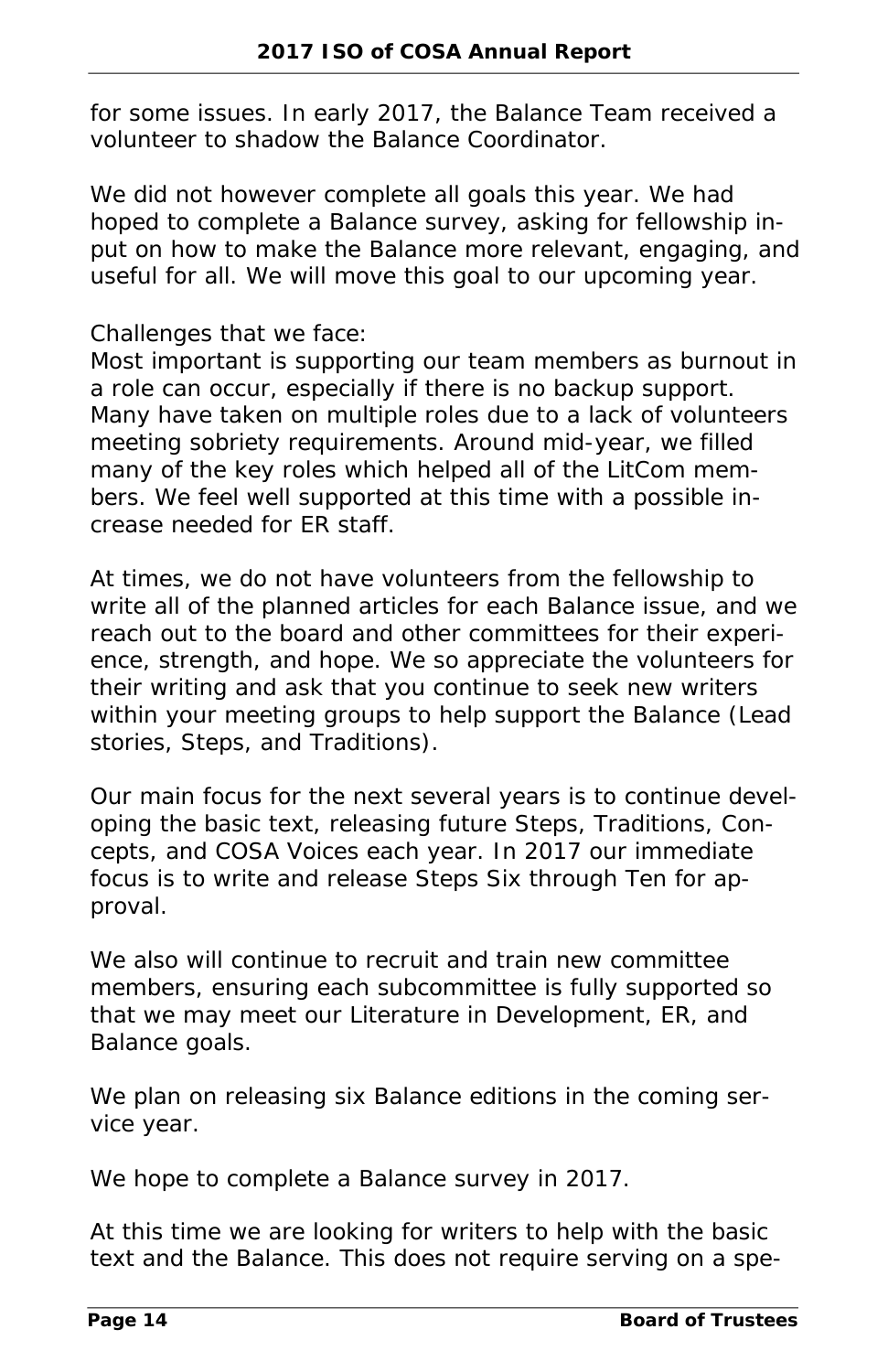for some issues. In early 2017, the Balance Team received a volunteer to shadow the Balance Coordinator.

We did not however complete all goals this year. We had hoped to complete a Balance survey, asking for fellowship input on how to make the Balance more relevant, engaging, and useful for all. We will move this goal to our upcoming year.

Challenges that we face:
Most important is supporting our team members as burnout in a role can occur, especially if there is no backup support. Many have taken on multiple roles due to a lack of volunteers meeting sobriety requirements. Around mid-year, we filled many of the key roles which helped all of the LitCom members. We feel well supported at this time with a possible increase needed for ER staff.

At times, we do not have volunteers from the fellowship to write all of the planned articles for each Balance issue, and we reach out to the board and other committees for their experience, strength, and hope. We so appreciate the volunteers for their writing and ask that you continue to seek new writers within your meeting groups to help support the Balance (Lead stories, Steps, and Traditions).

Our main focus for the next several years is to continue developing the basic text, releasing future Steps, Traditions, Concepts, and COSA Voices each year. In 2017 our immediate focus is to write and release Steps Six through Ten for approval.

We also will continue to recruit and train new committee members, ensuring each subcommittee is fully supported so that we may meet our Literature in Development, ER, and Balance goals.

We plan on releasing six Balance editions in the coming service year.

We hope to complete a Balance survey in 2017.

At this time we are looking for writers to help with the basic text and the Balance. This does not require serving on a spe-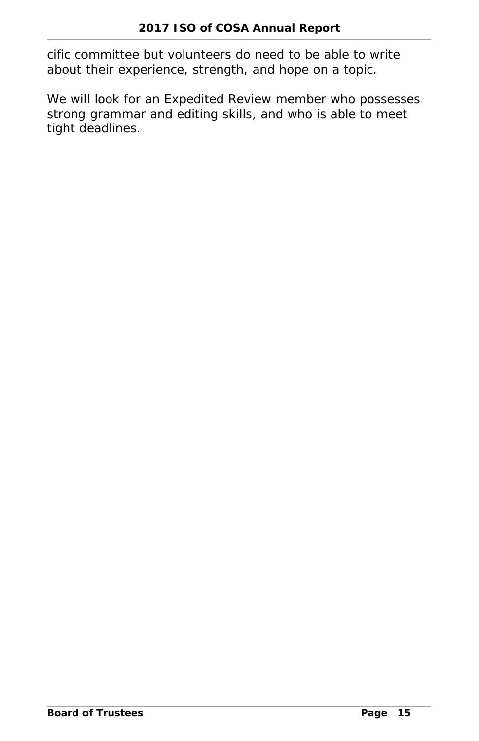cific committee but volunteers do need to be able to write about their experience, strength, and hope on a topic.

We will look for an Expedited Review member who possesses strong grammar and editing skills, and who is able to meet tight deadlines.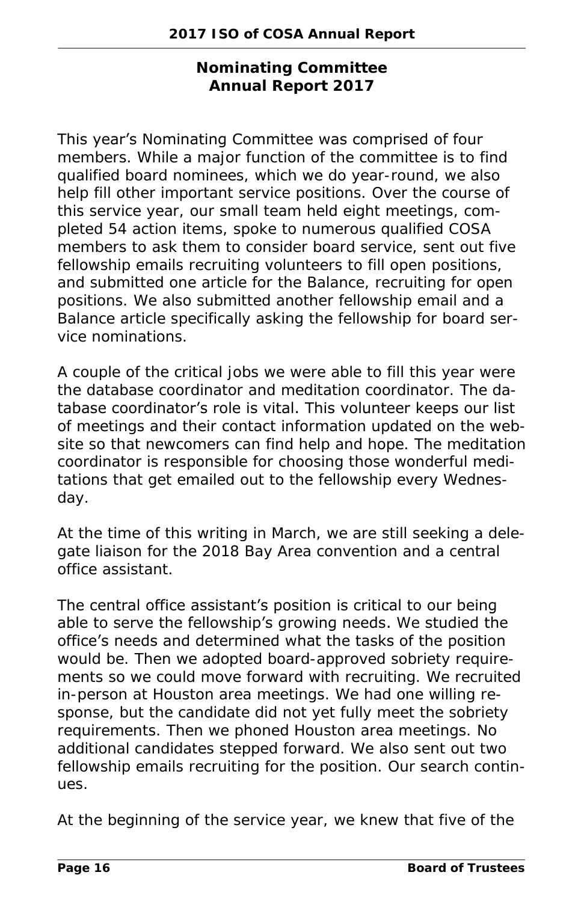## Nominating Committee
## Annual Report 2017

This year's Nominating Committee was comprised of four members. While a major function of the committee is to find qualified board nominees, which we do year-round, we also help fill other important service positions. Over the course of this service year, our small team held eight meetings, completed 54 action items, spoke to numerous qualified COSA members to ask them to consider board service, sent out five fellowship emails recruiting volunteers to fill open positions, and submitted one article for the Balance, recruiting for open positions. We also submitted another fellowship email and a Balance article specifically asking the fellowship for board service nominations.

A couple of the critical jobs we were able to fill this year were the database coordinator and meditation coordinator. The database coordinator's role is vital. This volunteer keeps our list of meetings and their contact information updated on the website so that newcomers can find help and hope. The meditation coordinator is responsible for choosing those wonderful meditations that get emailed out to the fellowship every Wednesday.

At the time of this writing in March, we are still seeking a delegate liaison for the 2018 Bay Area convention and a central office assistant.

The central office assistant's position is critical to our being able to serve the fellowship's growing needs. We studied the office's needs and determined what the tasks of the position would be. Then we adopted board-approved sobriety requirements so we could move forward with recruiting. We recruited in-person at Houston area meetings. We had one willing response, but the candidate did not yet fully meet the sobriety requirements. Then we phoned Houston area meetings. No additional candidates stepped forward. We also sent out two fellowship emails recruiting for the position. Our search continues.

At the beginning of the service year, we knew that five of the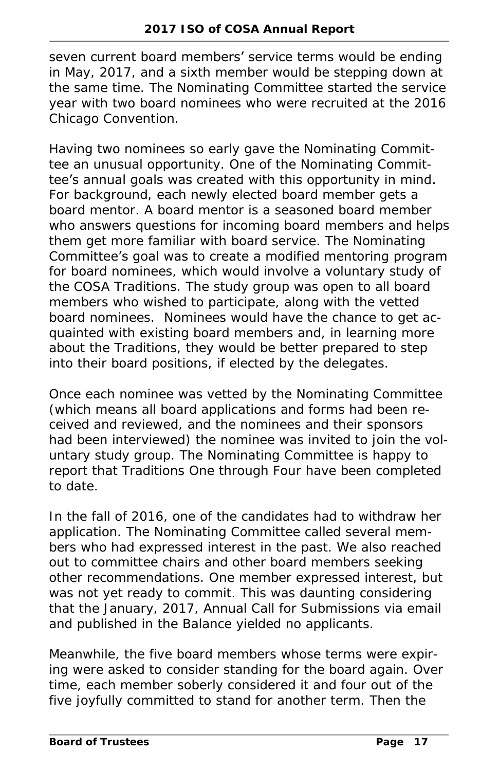seven current board members' service terms would be ending in May, 2017, and a sixth member would be stepping down at the same time. The Nominating Committee started the service year with two board nominees who were recruited at the 2016 Chicago Convention.

Having two nominees so early gave the Nominating Committee an unusual opportunity. One of the Nominating Committee's annual goals was created with this opportunity in mind. For background, each newly elected board member gets a board mentor. A board mentor is a seasoned board member who answers questions for incoming board members and helps them get more familiar with board service. The Nominating Committee's goal was to create a modified mentoring program for board nominees, which would involve a voluntary study of the COSA Traditions. The study group was open to all board members who wished to participate, along with the vetted board nominees. Nominees would have the chance to get acquainted with existing board members and, in learning more about the Traditions, they would be better prepared to step into their board positions, if elected by the delegates.

Once each nominee was vetted by the Nominating Committee (which means all board applications and forms had been received and reviewed, and the nominees and their sponsors had been interviewed) the nominee was invited to join the voluntary study group. The Nominating Committee is happy to report that Traditions One through Four have been completed to date.

In the fall of 2016, one of the candidates had to withdraw her application. The Nominating Committee called several members who had expressed interest in the past. We also reached out to committee chairs and other board members seeking other recommendations. One member expressed interest, but was not yet ready to commit. This was daunting considering that the January, 2017, Annual Call for Submissions via email and published in the Balance yielded no applicants.

Meanwhile, the five board members whose terms were expiring were asked to consider standing for the board again. Over time, each member soberly considered it and four out of the five joyfully committed to stand for another term. Then the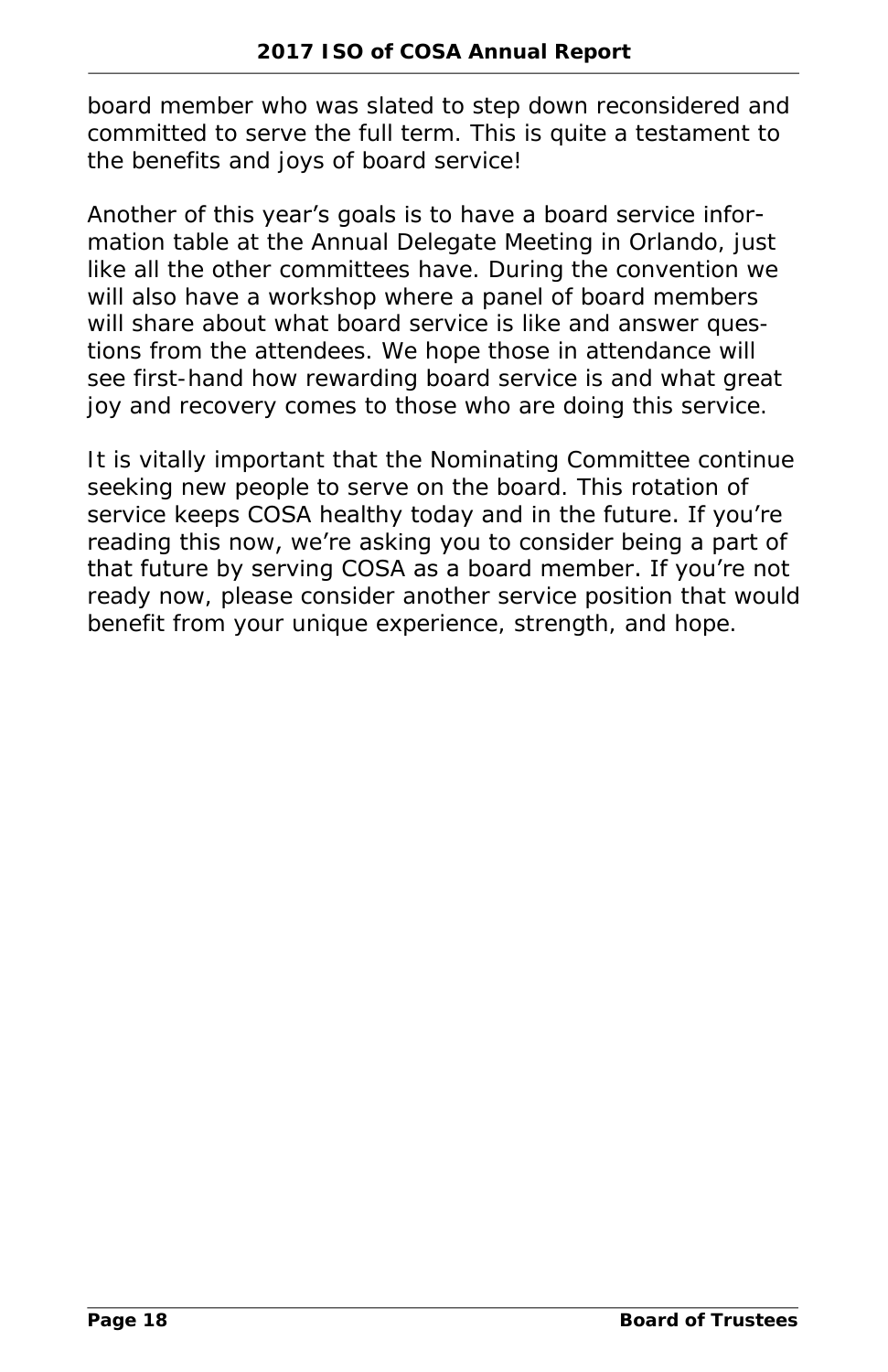board member who was slated to step down reconsidered and committed to serve the full term. This is quite a testament to the benefits and joys of board service!

Another of this year's goals is to have a board service information table at the Annual Delegate Meeting in Orlando, just like all the other committees have. During the convention we will also have a workshop where a panel of board members will share about what board service is like and answer questions from the attendees. We hope those in attendance will see first-hand how rewarding board service is and what great joy and recovery comes to those who are doing this service.

It is vitally important that the Nominating Committee continue seeking new people to serve on the board. This rotation of service keeps COSA healthy today and in the future. If you're reading this now, we're asking you to consider being a part of that future by serving COSA as a board member. If you're not ready now, please consider another service position that would benefit from your unique experience, strength, and hope.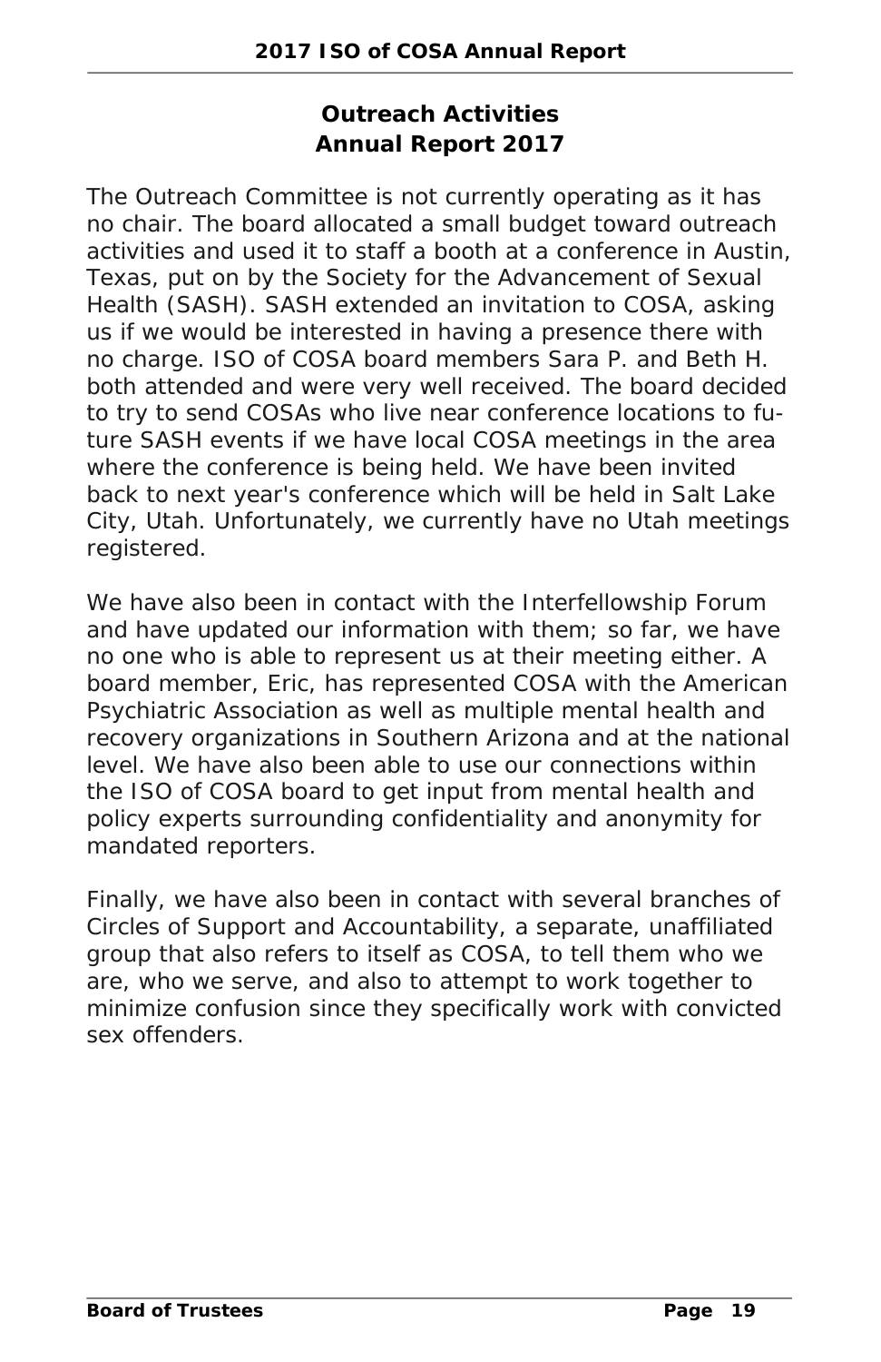## Outreach Activities
## Annual Report 2017

The Outreach Committee is not currently operating as it has no chair. The board allocated a small budget toward outreach activities and used it to staff a booth at a conference in Austin, Texas, put on by the Society for the Advancement of Sexual Health (SASH). SASH extended an invitation to COSA, asking us if we would be interested in having a presence there with no charge. ISO of COSA board members Sara P. and Beth H. both attended and were very well received. The board decided to try to send COSAs who live near conference locations to future SASH events if we have local COSA meetings in the area where the conference is being held. We have been invited back to next year's conference which will be held in Salt Lake City, Utah. Unfortunately, we currently have no Utah meetings registered.

We have also been in contact with the Interfellowship Forum and have updated our information with them; so far, we have no one who is able to represent us at their meeting either. A board member, Eric, has represented COSA with the American Psychiatric Association as well as multiple mental health and recovery organizations in Southern Arizona and at the national level. We have also been able to use our connections within the ISO of COSA board to get input from mental health and policy experts surrounding confidentiality and anonymity for mandated reporters.

Finally, we have also been in contact with several branches of Circles of Support and Accountability, a separate, unaffiliated group that also refers to itself as COSA, to tell them who we are, who we serve, and also to attempt to work together to minimize confusion since they specifically work with convicted sex offenders.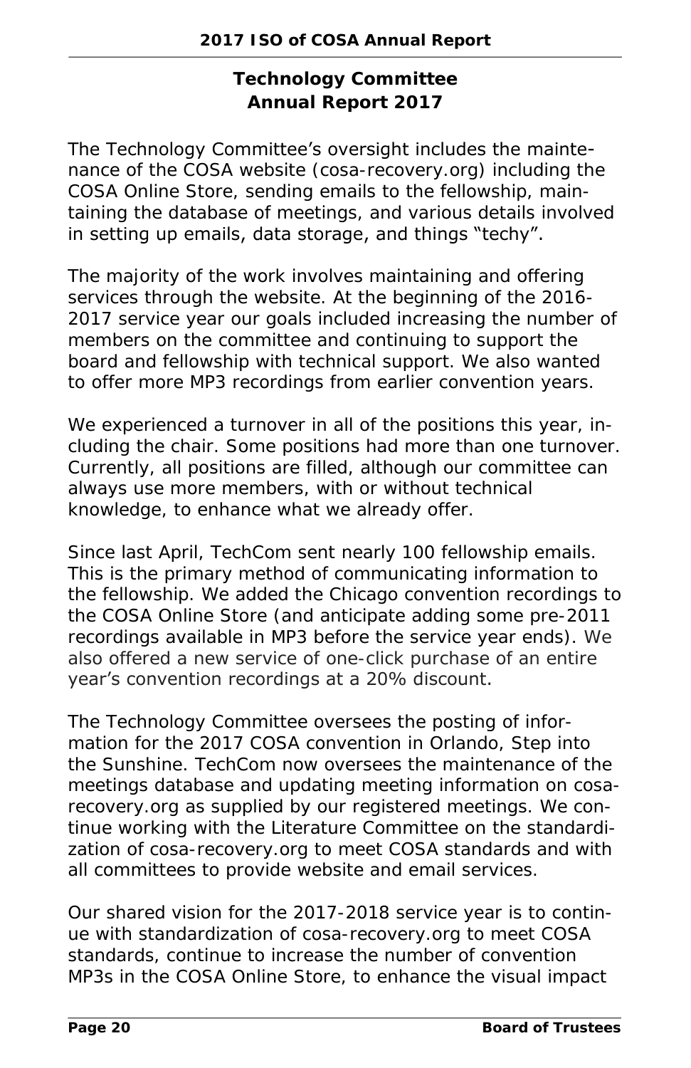## Technology Committee
## Annual Report 2017

The Technology Committee's oversight includes the maintenance of the COSA website (cosa-recovery.org) including the COSA Online Store, sending emails to the fellowship, maintaining the database of meetings, and various details involved in setting up emails, data storage, and things "techy".

The majority of the work involves maintaining and offering services through the website. At the beginning of the 2016-2017 service year our goals included increasing the number of members on the committee and continuing to support the board and fellowship with technical support. We also wanted to offer more MP3 recordings from earlier convention years.

We experienced a turnover in all of the positions this year, including the chair. Some positions had more than one turnover. Currently, all positions are filled, although our committee can always use more members, with or without technical knowledge, to enhance what we already offer.

Since last April, TechCom sent nearly 100 fellowship emails. This is the primary method of communicating information to the fellowship. We added the Chicago convention recordings to the COSA Online Store (and anticipate adding some pre-2011 recordings available in MP3 before the service year ends). We also offered a new service of one-click purchase of an entire year's convention recordings at a 20% discount.

The Technology Committee oversees the posting of information for the 2017 COSA convention in Orlando, Step into the Sunshine. TechCom now oversees the maintenance of the meetings database and updating meeting information on cosa-recovery.org as supplied by our registered meetings. We continue working with the Literature Committee on the standardization of cosa-recovery.org to meet COSA standards and with all committees to provide website and email services.

Our shared vision for the 2017-2018 service year is to continue with standardization of cosa-recovery.org to meet COSA standards, continue to increase the number of convention MP3s in the COSA Online Store, to enhance the visual impact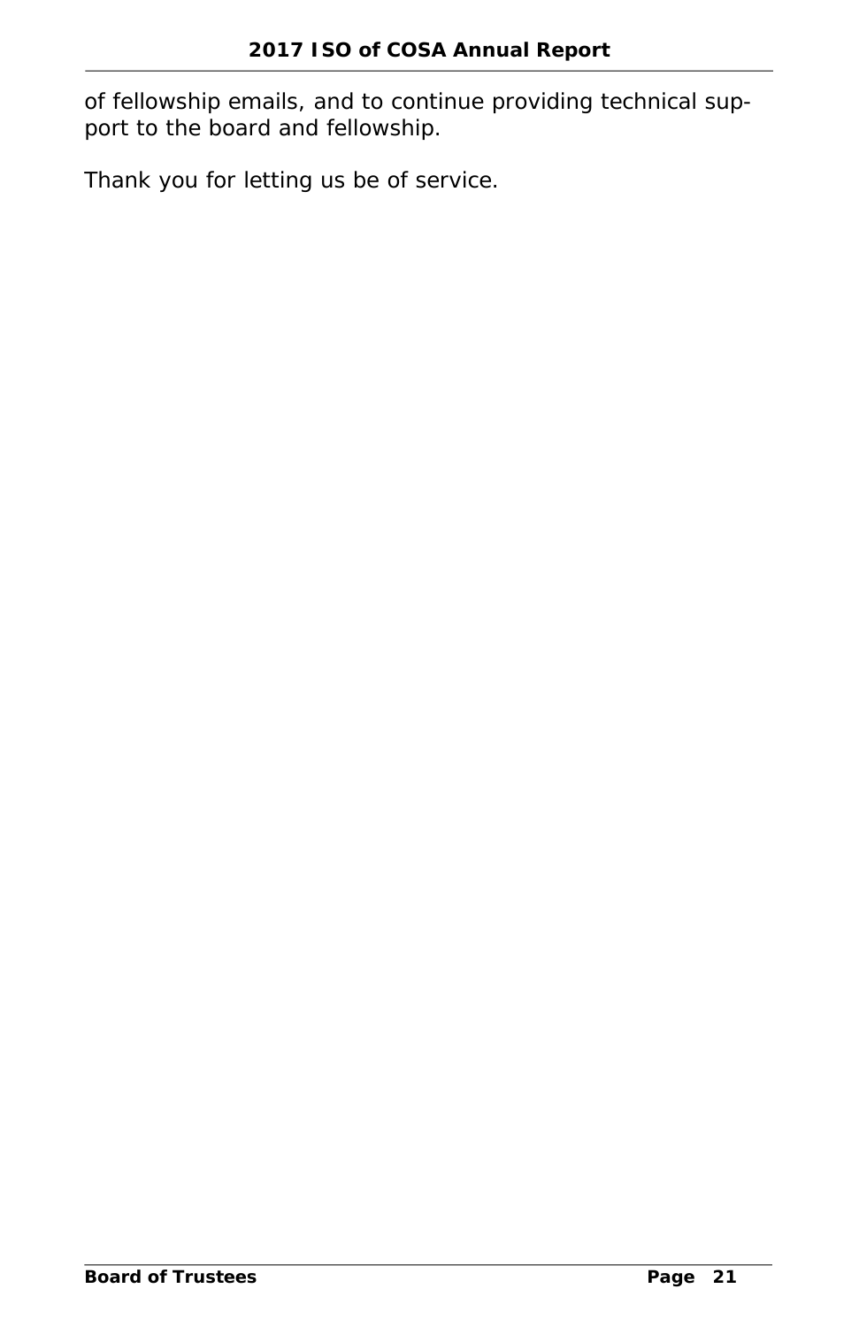of fellowship emails, and to continue providing technical support to the board and fellowship.

Thank you for letting us be of service.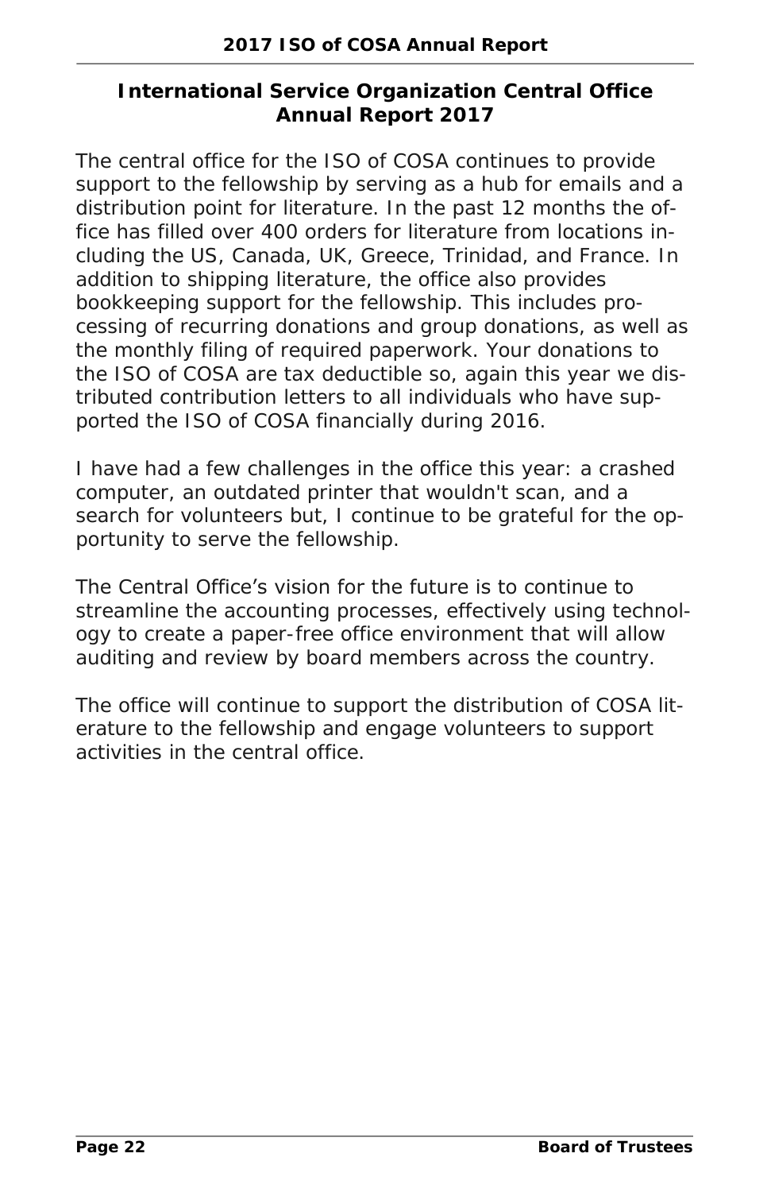## International Service Organization Central Office Annual Report 2017

The central office for the ISO of COSA continues to provide support to the fellowship by serving as a hub for emails and a distribution point for literature. In the past 12 months the office has filled over 400 orders for literature from locations including the US, Canada, UK, Greece, Trinidad, and France. In addition to shipping literature, the office also provides bookkeeping support for the fellowship. This includes processing of recurring donations and group donations, as well as the monthly filing of required paperwork. Your donations to the ISO of COSA are tax deductible so, again this year we distributed contribution letters to all individuals who have supported the ISO of COSA financially during 2016.

I have had a few challenges in the office this year: a crashed computer, an outdated printer that wouldn't scan, and a search for volunteers but, I continue to be grateful for the opportunity to serve the fellowship.

The Central Office's vision for the future is to continue to streamline the accounting processes, effectively using technology to create a paper-free office environment that will allow auditing and review by board members across the country.

The office will continue to support the distribution of COSA literature to the fellowship and engage volunteers to support activities in the central office.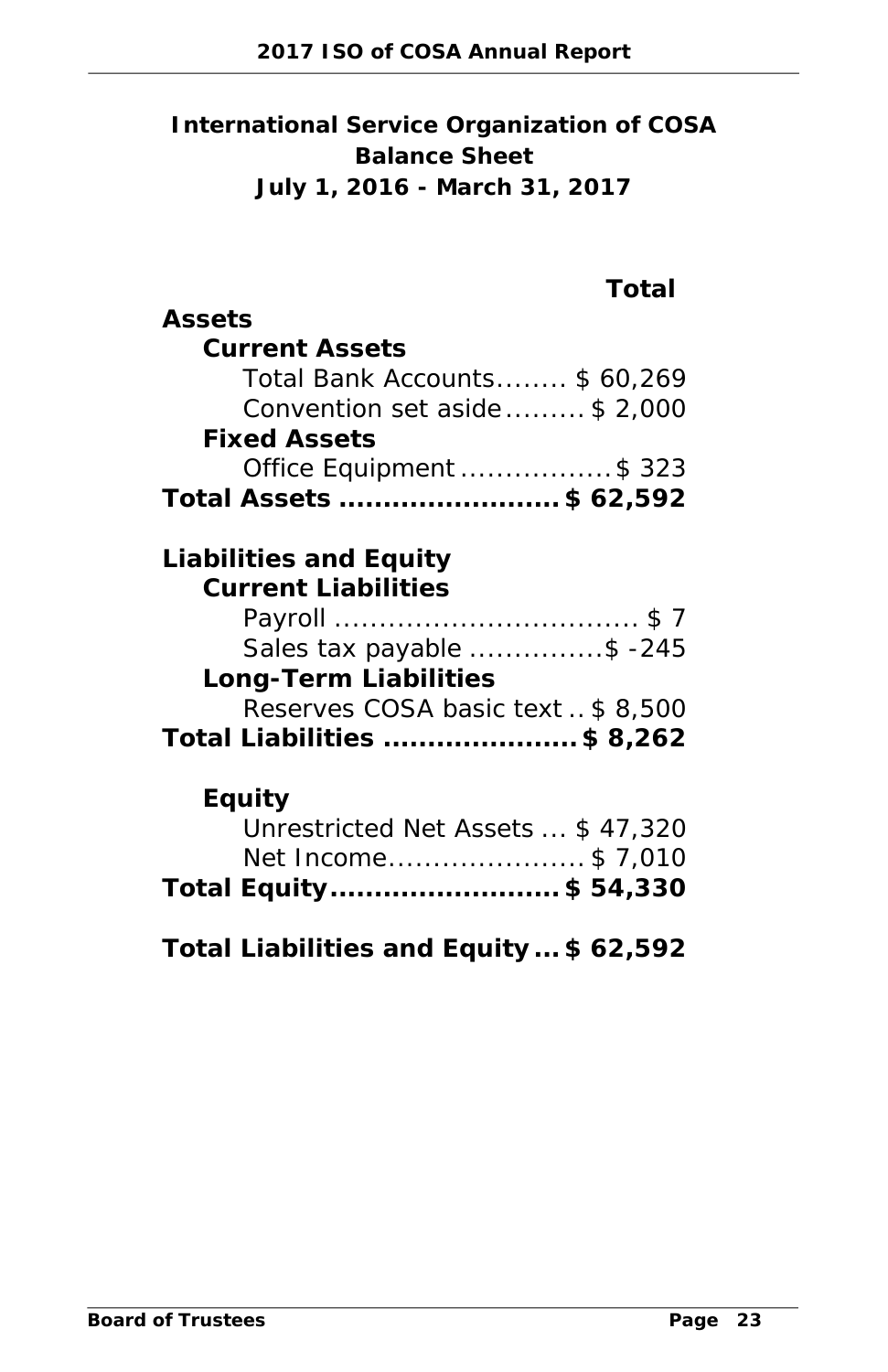## International Service Organization of COSA
## Balance Sheet
## July 1, 2016 - March 31, 2017

| | Total |
|---|---|
| **Assets** | |
| **Current Assets** | |
| Total Bank Accounts | $ 60,269 |
| Convention set aside | $ 2,000 |
| **Fixed Assets** | |
| Office Equipment | $ 323 |
| **Total Assets** | **$ 62,592** |
| | |
| **Liabilities and Equity** | |
| **Current Liabilities** | |
| Payroll | $ 7 |
| Sales tax payable | $ -245 |
| **Long-Term Liabilities** | |
| Reserves COSA basic text | $ 8,500 |
| **Total Liabilities** | **$ 8,262** |
| | |
| **Equity** | |
| Unrestricted Net Assets | $ 47,320 |
| Net Income | $ 7,010 |
| **Total Equity** | **$ 54,330** |
| | |
| **Total Liabilities and Equity** | **$ 62,592** |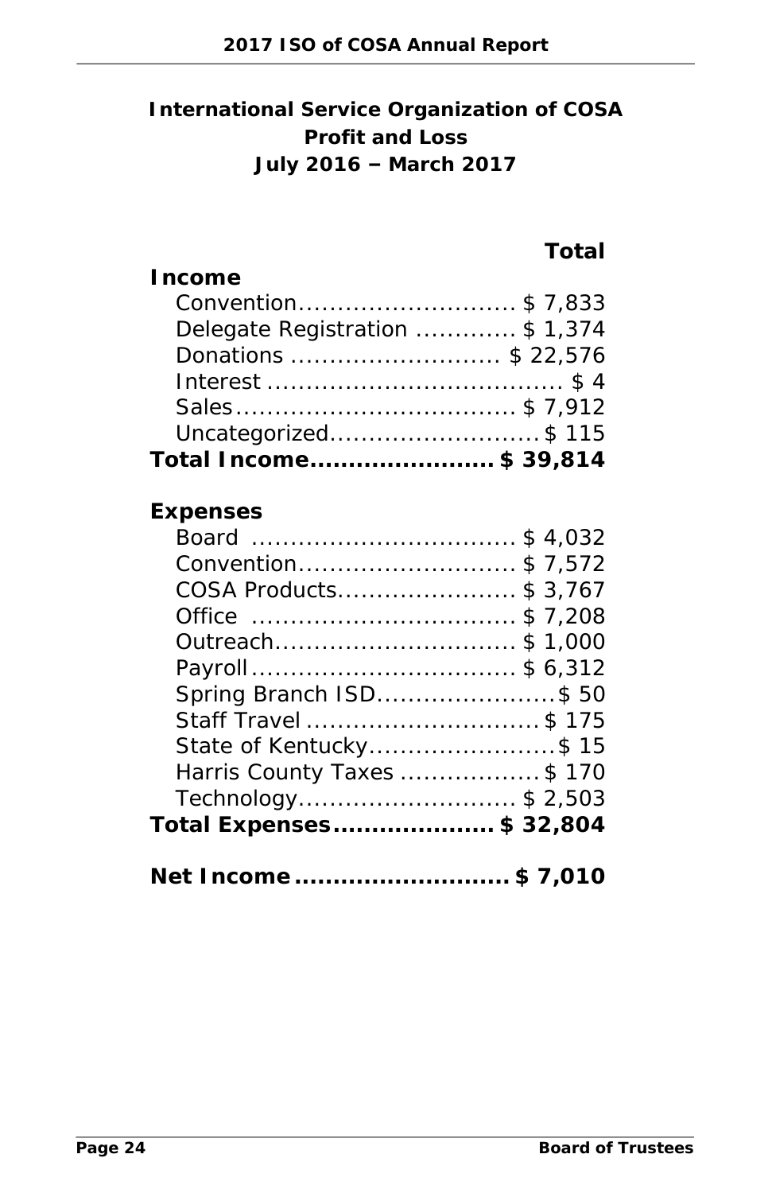## International Service Organization of COSA
## Profit and Loss
## July 2016 – March 2017

| | Total |
|---|---|
| **Income** | |
| Convention | $ 7,833 |
| Delegate Registration | $ 1,374 |
| Donations | $ 22,576 |
| Interest | $ 4 |
| Sales | $ 7,912 |
| Uncategorized | $ 115 |
| **Total Income** | **$ 39,814** |
| **Expenses** | |
| Board | $ 4,032 |
| Convention | $ 7,572 |
| COSA Products | $ 3,767 |
| Office | $ 7,208 |
| Outreach | $ 1,000 |
| Payroll | $ 6,312 |
| Spring Branch ISD | $ 50 |
| Staff Travel | $ 175 |
| State of Kentucky | $ 15 |
| Harris County Taxes | $ 170 |
| Technology | $ 2,503 |
| **Total Expenses** | **$ 32,804** |
| **Net Income** | **$ 7,010** |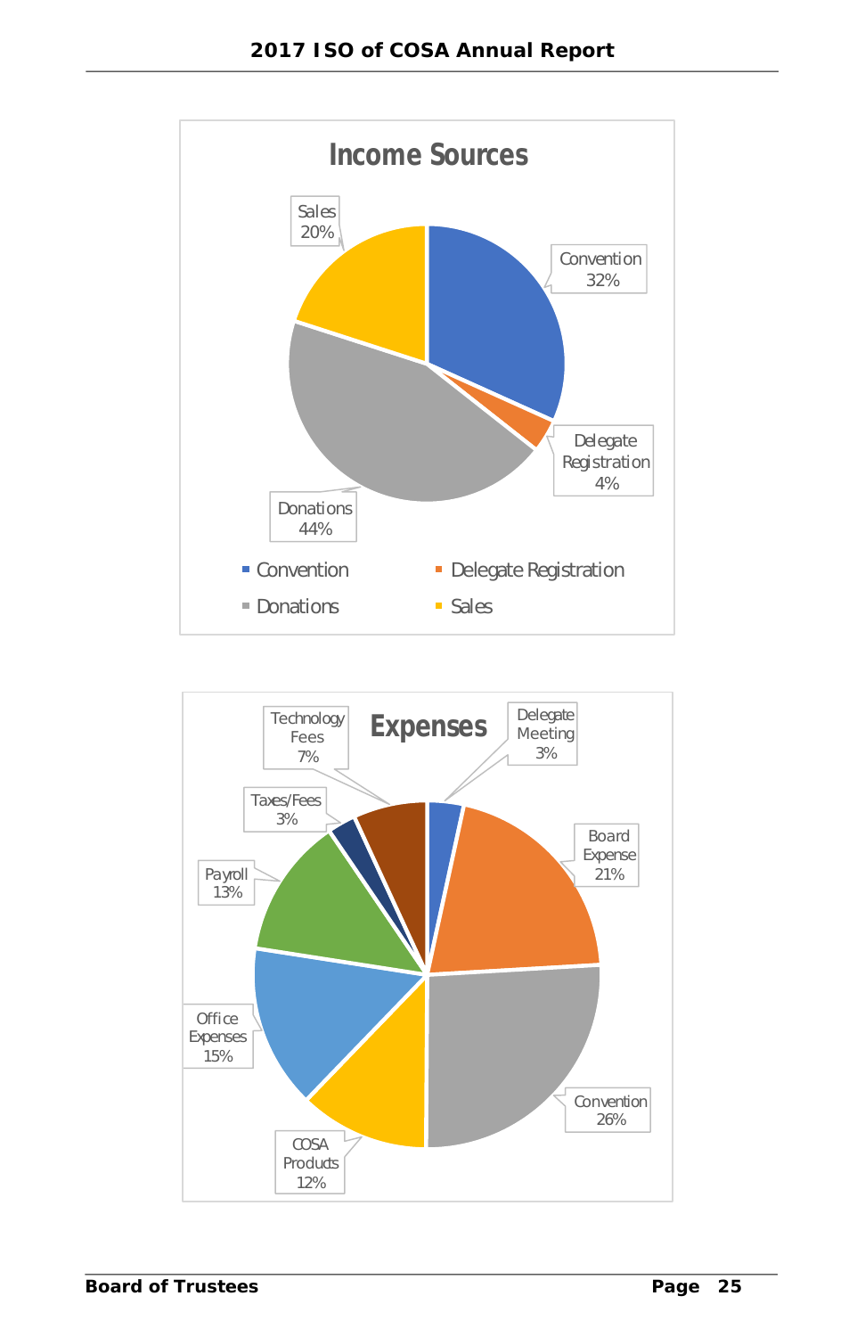**Income Sources**

- Convention 32%
- Delegate Registration 4%
- Donations 44%
- Sales 20%

Convention | Delegate Registration | Donations | Sales

**Expenses**

- Delegate Meeting 3%
- Board Expense 21%
- Convention 26%
- COSA Products 12%
- Office Expenses 15%
- Payroll 13%
- Taxes/Fees 3%
- Technology Fees 7%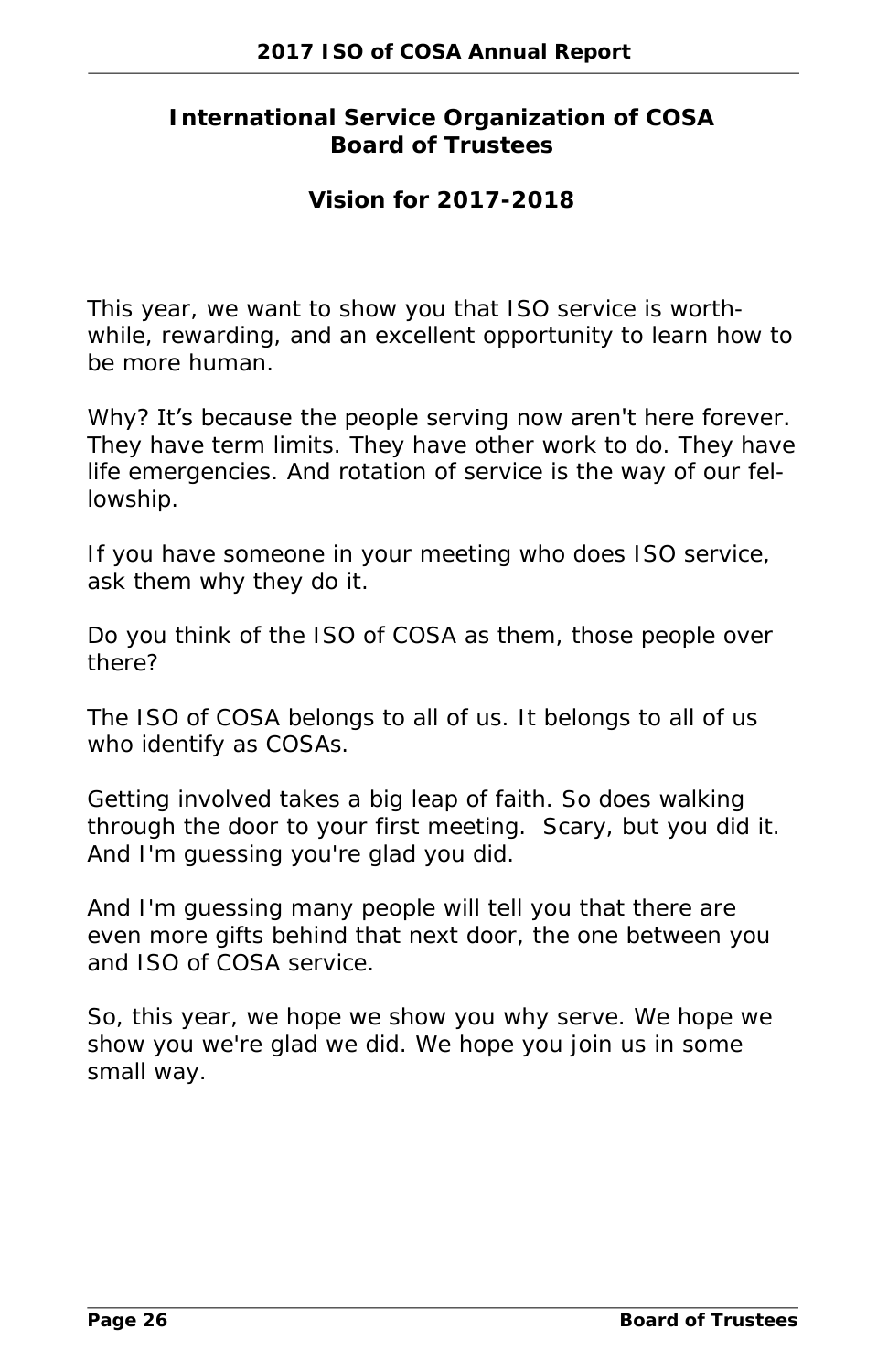## International Service Organization of COSA
## Board of Trustees

### Vision for 2017-2018

This year, we want to show you that ISO service is worthwhile, rewarding, and an excellent opportunity to learn how to be more human.

Why? It's because the people serving now aren't here forever. They have term limits. They have other work to do. They have life emergencies. And rotation of service is the way of our fellowship.

If you have someone in your meeting who does ISO service, ask them why they do it.

Do you think of the ISO of COSA as them, those people over there?

The ISO of COSA belongs to all of us. It belongs to all of us who identify as COSAs.

Getting involved takes a big leap of faith. So does walking through the door to your first meeting. Scary, but you did it. And I'm guessing you're glad you did.

And I'm guessing many people will tell you that there are even more gifts behind that next door, the one between you and ISO of COSA service.

So, this year, we hope we show you why serve. We hope we show you we're glad we did. We hope you join us in some small way.